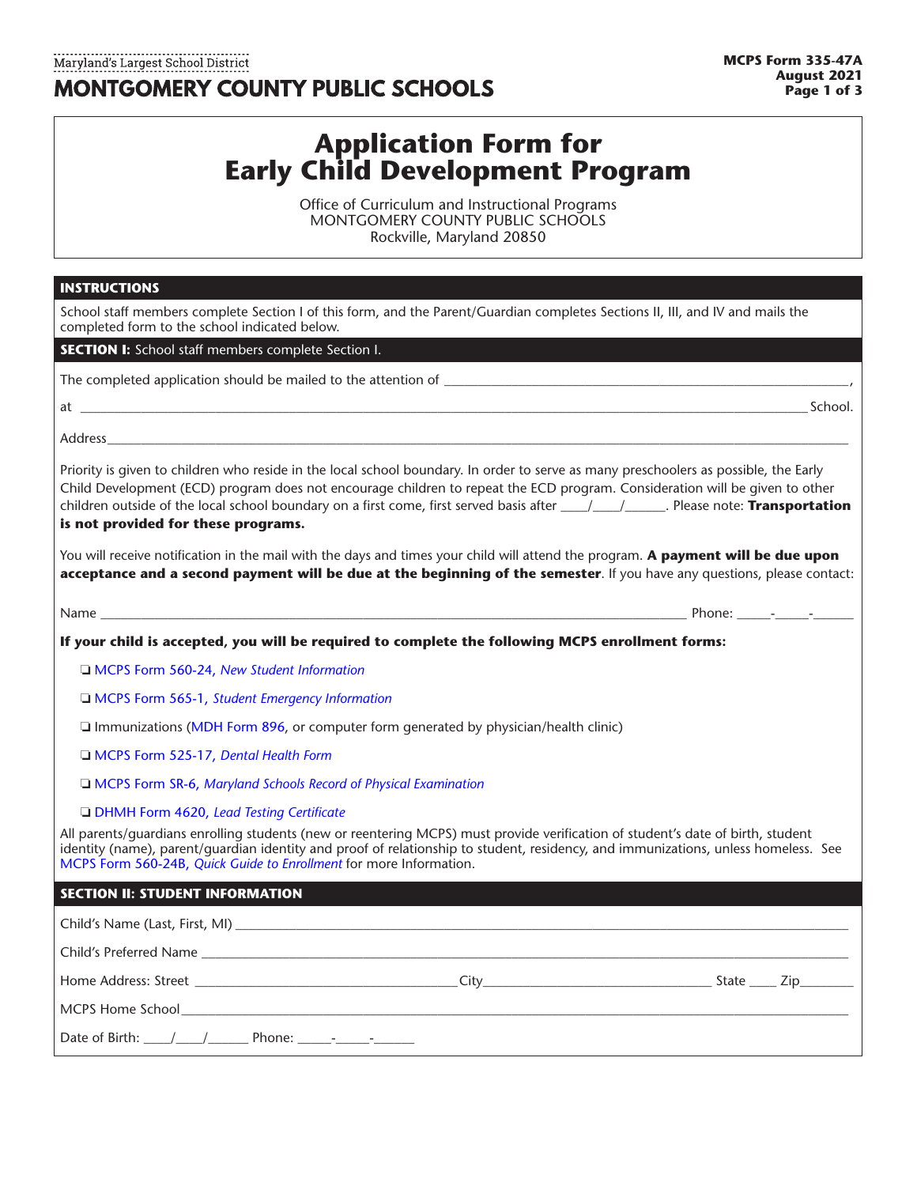Maryland's Largest School District

**MONTGOMERY COUNTY PUBLIC SCHOOLS**

**MCPS Form 335-47A**
**August 2021**

# Application Form for Early Child Development Program

Office of Curriculum and Instructional Programs
MONTGOMERY COUNTY PUBLIC SCHOOLS
Rockville, Maryland 20850

## INSTRUCTIONS

School staff members complete Section I of this form, and the Parent/Guardian completes Sections II, III, and IV and mails the completed form to the school indicated below.

## SECTION I: School staff members complete Section I.

The completed application should be mailed to the attention of ____________________________________________,

at ________________________________________________________________ School.

Address__________________________________________________________________

Priority is given to children who reside in the local school boundary. In order to serve as many preschoolers as possible, the Early Child Development (ECD) program does not encourage children to repeat the ECD program. Consideration will be given to other children outside of the local school boundary on a first come, first served basis after ____/____/______. Please note: **Transportation is not provided for these programs.**

You will receive notification in the mail with the days and times your child will attend the program. **A payment will be due upon acceptance and a second payment will be due at the beginning of the semester**. If you have any questions, please contact:

Name ______________________________________________________________ Phone: _____-_____-______

**If your child is accepted, you will be required to complete the following MCPS enrollment forms:**

- ❏ MCPS Form 560-24, *New Student Information*
- ❏ MCPS Form 565-1, *Student Emergency Information*
- ❏ Immunizations (MDH Form 896, or computer form generated by physician/health clinic)
- ❏ MCPS Form 525-17, *Dental Health Form*
- ❏ MCPS Form SR-6, *Maryland Schools Record of Physical Examination*
- ❏ DHMH Form 4620, *Lead Testing Certificate*

All parents/guardians enrolling students (new or reentering MCPS) must provide verification of student's date of birth, student identity (name), parent/guardian identity and proof of relationship to student, residency, and immunizations, unless homeless. See MCPS Form 560-24B, *Quick Guide to Enrollment* for more Information.

## SECTION II: STUDENT INFORMATION

Child's Name (Last, First, MI) ____________________________________________________________

Child's Preferred Name __________________________________________________________________

Home Address: Street ______________________________ City__________________________ State ____ Zip________

MCPS Home School________________________________________________________________________

Date of Birth: ____/____/______ Phone: _____-_____-______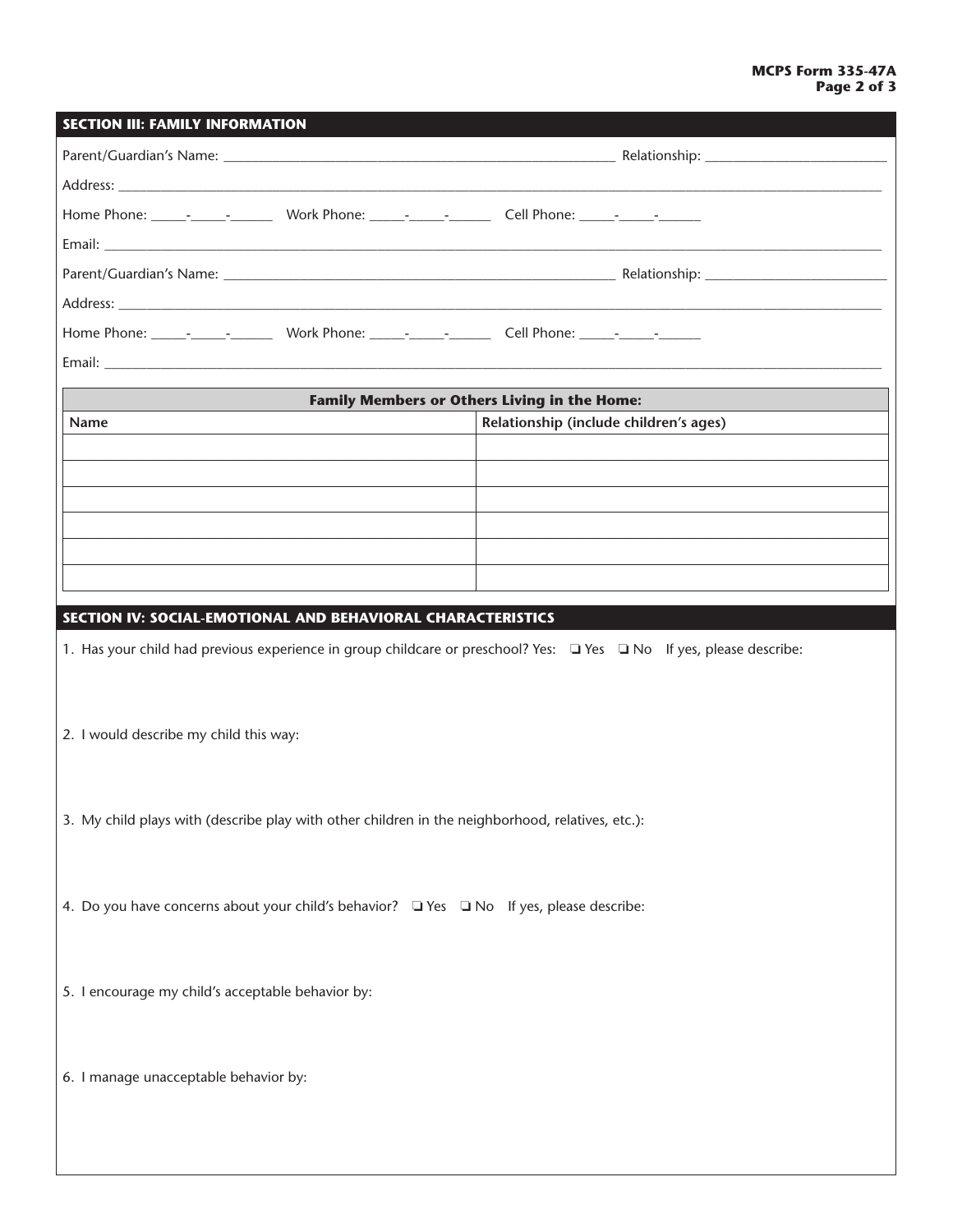## SECTION III: FAMILY INFORMATION

Parent/Guardian's Name: ______________________________________________ Relationship: ______________________

Address: ______________________________________________________________________________________________

Home Phone: _____-_____-______ Work Phone: _____-_____-______ Cell Phone: _____-_____-______

Email: ________________________________________________________________________________________________

Parent/Guardian's Name: ______________________________________________ Relationship: ______________________

Address: ______________________________________________________________________________________________

Home Phone: _____-_____-______ Work Phone: _____-_____-______ Cell Phone: _____-_____-______

Email: ________________________________________________________________________________________________

| Family Members or Others Living in the Home: | |
|---|---|
| **Name** | **Relationship (include children's ages)** |
| | |
| | |
| | |
| | |
| | |
| | |

## SECTION IV: SOCIAL-EMOTIONAL AND BEHAVIORAL CHARACTERISTICS

1. Has your child had previous experience in group childcare or preschool? Yes: ❑ Yes ❑ No If yes, please describe:

2. I would describe my child this way:

3. My child plays with (describe play with other children in the neighborhood, relatives, etc.):

4. Do you have concerns about your child's behavior? ❑ Yes ❑ No If yes, please describe:

5. I encourage my child's acceptable behavior by:

6. I manage unacceptable behavior by: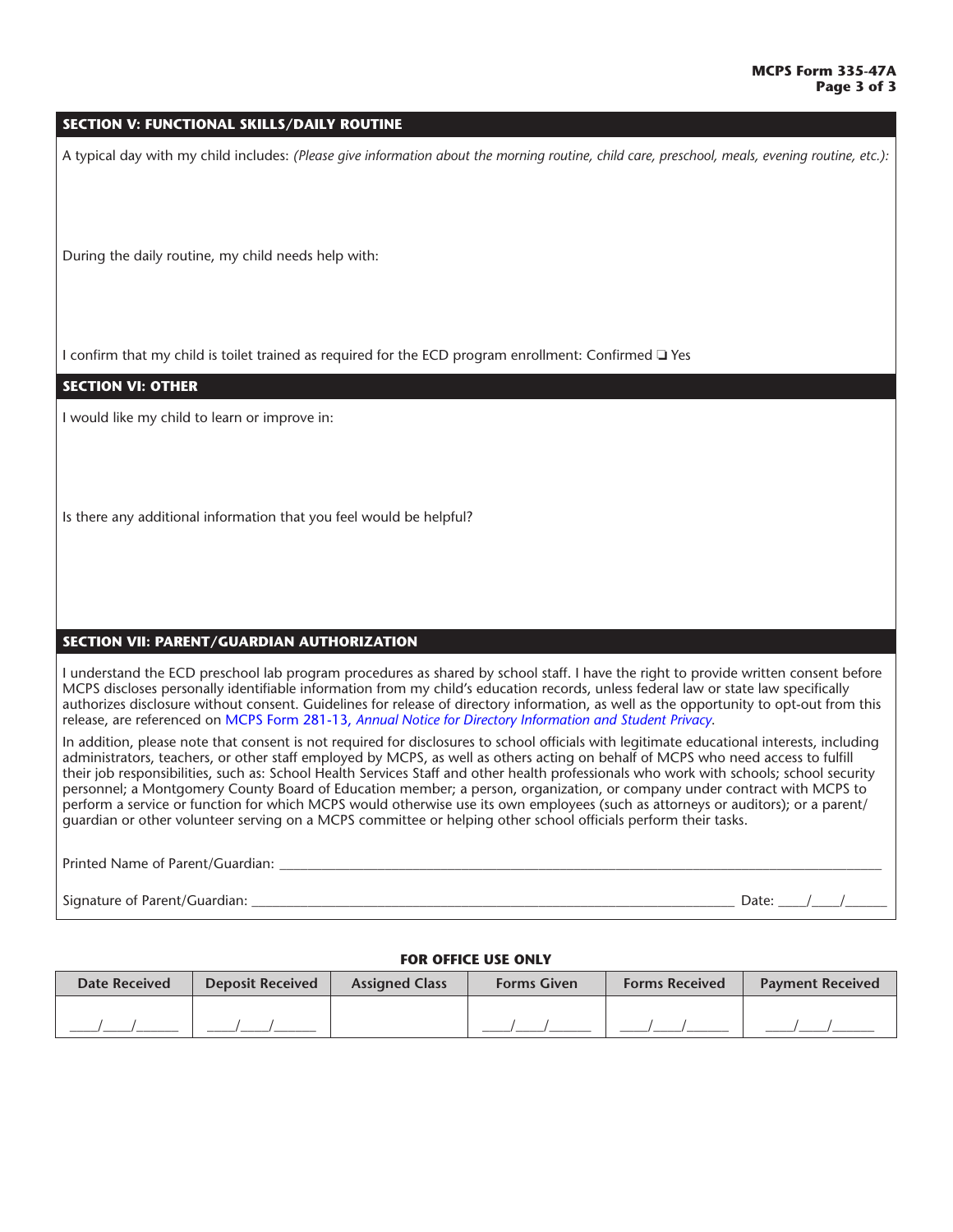## SECTION V: FUNCTIONAL SKILLS/DAILY ROUTINE

A typical day with my child includes: *(Please give information about the morning routine, child care, preschool, meals, evening routine, etc.):*

During the daily routine, my child needs help with:

I confirm that my child is toilet trained as required for the ECD program enrollment: Confirmed ❑ Yes

## SECTION VI: OTHER

I would like my child to learn or improve in:

Is there any additional information that you feel would be helpful?

## SECTION VII: PARENT/GUARDIAN AUTHORIZATION

I understand the ECD preschool lab program procedures as shared by school staff. I have the right to provide written consent before MCPS discloses personally identifiable information from my child's education records, unless federal law or state law specifically authorizes disclosure without consent. Guidelines for release of directory information, as well as the opportunity to opt-out from this release, are referenced on MCPS Form 281-13, *Annual Notice for Directory Information and Student Privacy*.

In addition, please note that consent is not required for disclosures to school officials with legitimate educational interests, including administrators, teachers, or other staff employed by MCPS, as well as others acting on behalf of MCPS who need access to fulfill their job responsibilities, such as: School Health Services Staff and other health professionals who work with schools; school security personnel; a Montgomery County Board of Education member; a person, organization, or company under contract with MCPS to perform a service or function for which MCPS would otherwise use its own employees (such as attorneys or auditors); or a parent/guardian or other volunteer serving on a MCPS committee or helping other school officials perform their tasks.

Printed Name of Parent/Guardian: ______________________________

Signature of Parent/Guardian: ______________________________ Date: ____/____/______

**FOR OFFICE USE ONLY**

| Date Received | Deposit Received | Assigned Class | Forms Given | Forms Received | Payment Received |
|---|---|---|---|---|---|
| ____/____/______ | ____/____/______ | | ____/____/______ | ____/____/______ | ____/____/______ |